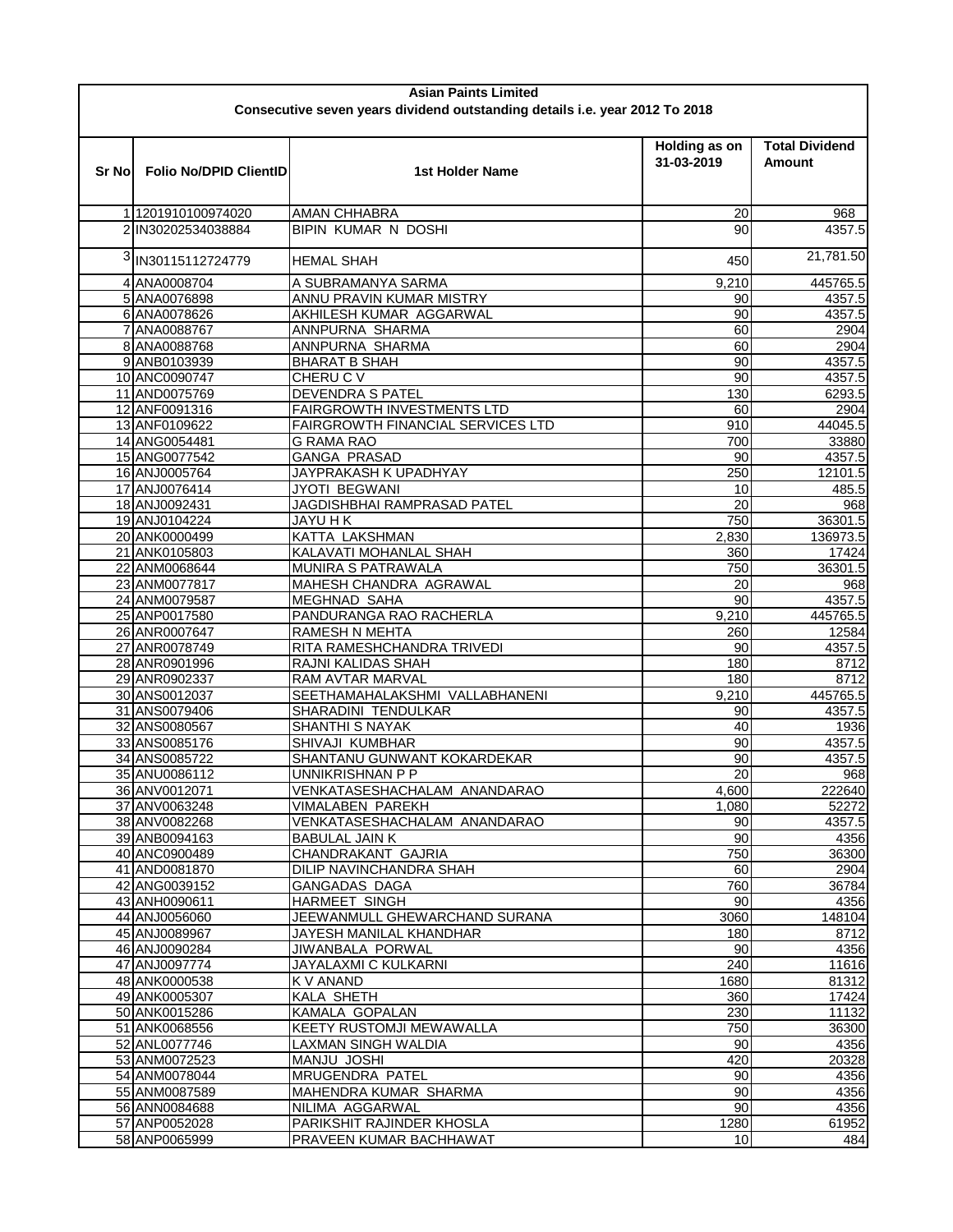**Asian Paints Limited**

**Consecutive seven years dividend outstanding details i.e. year 2012 To 2018**

| Sr No | Folio No/DPID ClientID | 1st Holder Name | Holding as on 31-03-2019 | Total Dividend Amount |
|---|---|---|---|---|
| 1 | 1201910100974020 | AMAN CHHABRA | 20 | 968 |
| 2 | IN30202534038884 | BIPIN KUMAR N DOSHI | 90 | 4357.5 |
| 3 | IN30115112724779 | HEMAL SHAH | 450 | 21,781.50 |
| 4 | ANA0008704 | A SUBRAMANYA SARMA | 9,210 | 445765.5 |
| 5 | ANA0076898 | ANNU PRAVIN KUMAR MISTRY | 90 | 4357.5 |
| 6 | ANA0078626 | AKHILESH KUMAR AGGARWAL | 90 | 4357.5 |
| 7 | ANA0088767 | ANNPURNA SHARMA | 60 | 2904 |
| 8 | ANA0088768 | ANNPURNA SHARMA | 60 | 2904 |
| 9 | ANB0103939 | BHARAT B SHAH | 90 | 4357.5 |
| 10 | ANC0090747 | CHERU C V | 90 | 4357.5 |
| 11 | AND0075769 | DEVENDRA S PATEL | 130 | 6293.5 |
| 12 | ANF0091316 | FAIRGROWTH INVESTMENTS LTD | 60 | 2904 |
| 13 | ANF0109622 | FAIRGROWTH FINANCIAL SERVICES LTD | 910 | 44045.5 |
| 14 | ANG0054481 | G RAMA RAO | 700 | 33880 |
| 15 | ANG0077542 | GANGA PRASAD | 90 | 4357.5 |
| 16 | ANJ0005764 | JAYPRAKASH K UPADHYAY | 250 | 12101.5 |
| 17 | ANJ0076414 | JYOTI BEGWANI | 10 | 485.5 |
| 18 | ANJ0092431 | JAGDISHBHAI RAMPRASAD PATEL | 20 | 968 |
| 19 | ANJ0104224 | JAYU H K | 750 | 36301.5 |
| 20 | ANK0000499 | KATTA LAKSHMAN | 2,830 | 136973.5 |
| 21 | ANK0105803 | KALAVATI MOHANLAL SHAH | 360 | 17424 |
| 22 | ANM0068644 | MUNIRA S PATRAWALA | 750 | 36301.5 |
| 23 | ANM0077817 | MAHESH CHANDRA AGRAWAL | 20 | 968 |
| 24 | ANM0079587 | MEGHNAD SAHA | 90 | 4357.5 |
| 25 | ANP0017580 | PANDURANGA RAO RACHERLA | 9,210 | 445765.5 |
| 26 | ANR0007647 | RAMESH N MEHTA | 260 | 12584 |
| 27 | ANR0078749 | RITA RAMESHCHANDRA TRIVEDI | 90 | 4357.5 |
| 28 | ANR0901996 | RAJNI KALIDAS SHAH | 180 | 8712 |
| 29 | ANR0902337 | RAM AVTAR MARVAL | 180 | 8712 |
| 30 | ANS0012037 | SEETHAMAHALAKSHMI VALLABHANENI | 9,210 | 445765.5 |
| 31 | ANS0079406 | SHARADINI TENDULKAR | 90 | 4357.5 |
| 32 | ANS0080567 | SHANTHI S NAYAK | 40 | 1936 |
| 33 | ANS0085176 | SHIVAJI KUMBHAR | 90 | 4357.5 |
| 34 | ANS0085722 | SHANTANU GUNWANT KOKARDEKAR | 90 | 4357.5 |
| 35 | ANU0086112 | UNNIKRISHNAN P P | 20 | 968 |
| 36 | ANV0012071 | VENKATASESHACHALAM ANANDARAO | 4,600 | 222640 |
| 37 | ANV0063248 | VIMALABEN PAREKH | 1,080 | 52272 |
| 38 | ANV0082268 | VENKATASESHACHALAM ANANDARAO | 90 | 4357.5 |
| 39 | ANB0094163 | BABULAL JAIN K | 90 | 4356 |
| 40 | ANC0900489 | CHANDRAKANT GAJRIA | 750 | 36300 |
| 41 | AND0081870 | DILIP NAVINCHANDRA SHAH | 60 | 2904 |
| 42 | ANG0039152 | GANGADAS DAGA | 760 | 36784 |
| 43 | ANH0090611 | HARMEET SINGH | 90 | 4356 |
| 44 | ANJ0056060 | JEEWANMULL GHEWARCHAND SURANA | 3060 | 148104 |
| 45 | ANJ0089967 | JAYESH MANILAL KHANDHAR | 180 | 8712 |
| 46 | ANJ0090284 | JIWANBALA PORWAL | 90 | 4356 |
| 47 | ANJ0097774 | JAYALAXMI C KULKARNI | 240 | 11616 |
| 48 | ANK0000538 | K V ANAND | 1680 | 81312 |
| 49 | ANK0005307 | KALA SHETH | 360 | 17424 |
| 50 | ANK0015286 | KAMALA GOPALAN | 230 | 11132 |
| 51 | ANK0068556 | KEETY RUSTOMJI MEWAWALLA | 750 | 36300 |
| 52 | ANL0077746 | LAXMAN SINGH WALDIA | 90 | 4356 |
| 53 | ANM0072523 | MANJU JOSHI | 420 | 20328 |
| 54 | ANM0078044 | MRUGENDRA PATEL | 90 | 4356 |
| 55 | ANM0087589 | MAHENDRA KUMAR SHARMA | 90 | 4356 |
| 56 | ANN0084688 | NILIMA AGGARWAL | 90 | 4356 |
| 57 | ANP0052028 | PARIKSHIT RAJINDER KHOSLA | 1280 | 61952 |
| 58 | ANP0065999 | PRAVEEN KUMAR BACHHAWAT | 10 | 484 |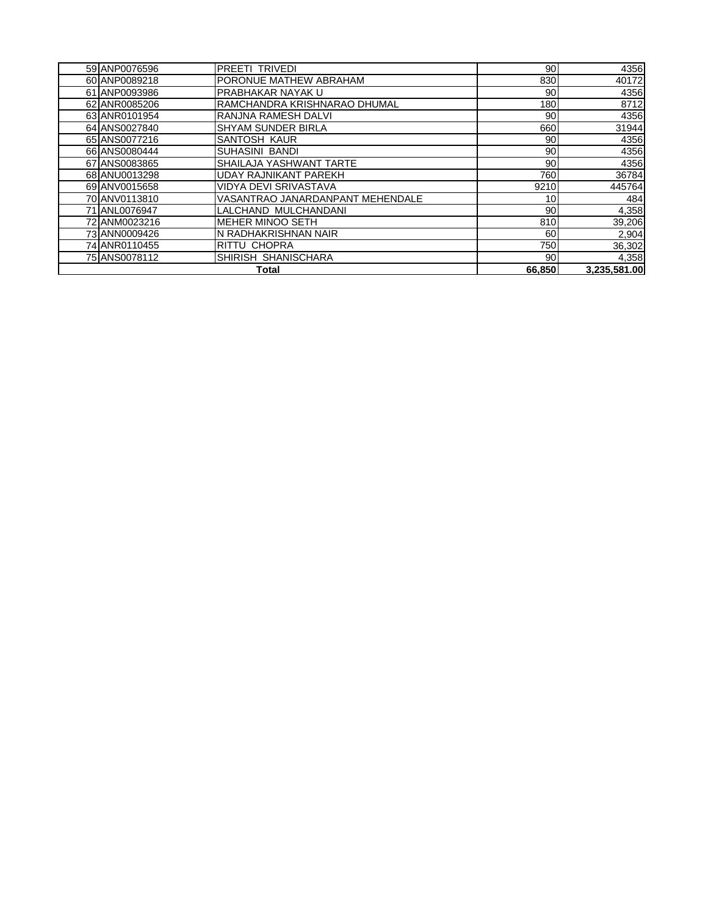| | | | | |
|---|---|---|---|---|
| 59 | ANP0076596 | PREETI TRIVEDI | 90 | 4356 |
| 60 | ANP0089218 | PORONUE MATHEW ABRAHAM | 830 | 40172 |
| 61 | ANP0093986 | PRABHAKAR NAYAK U | 90 | 4356 |
| 62 | ANR0085206 | RAMCHANDRA KRISHNARAO DHUMAL | 180 | 8712 |
| 63 | ANR0101954 | RANJNA RAMESH DALVI | 90 | 4356 |
| 64 | ANS0027840 | SHYAM SUNDER BIRLA | 660 | 31944 |
| 65 | ANS0077216 | SANTOSH KAUR | 90 | 4356 |
| 66 | ANS0080444 | SUHASINI BANDI | 90 | 4356 |
| 67 | ANS0083865 | SHAILAJA YASHWANT TARTE | 90 | 4356 |
| 68 | ANU0013298 | UDAY RAJNIKANT PAREKH | 760 | 36784 |
| 69 | ANV0015658 | VIDYA DEVI SRIVASTAVA | 9210 | 445764 |
| 70 | ANV0113810 | VASANTRAO JANARDANPANT MEHENDALE | 10 | 484 |
| 71 | ANL0076947 | LALCHAND MULCHANDANI | 90 | 4,358 |
| 72 | ANM0023216 | MEHER MINOO SETH | 810 | 39,206 |
| 73 | ANN0009426 | N RADHAKRISHNAN NAIR | 60 | 2,904 |
| 74 | ANR0110455 | RITTU CHOPRA | 750 | 36,302 |
| 75 | ANS0078112 | SHIRISH SHANISCHARA | 90 | 4,358 |
| | | **Total** | **66,850** | **3,235,581.00** |